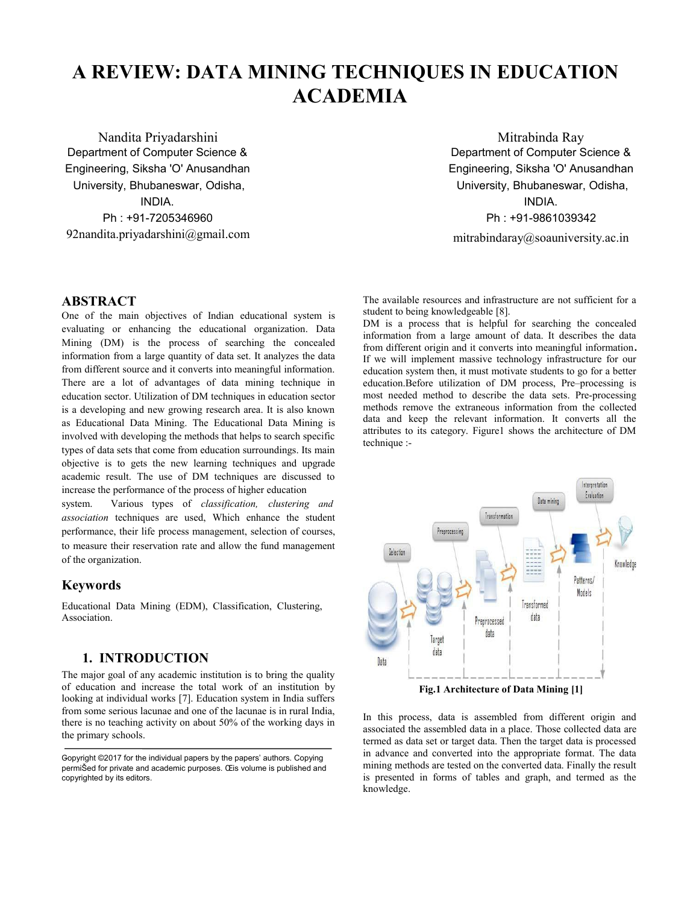# A REVIEW: DATA MINING TECHNIQUES IN EDUCATION ACADEMIA

Nandita Priyadarshini
Department of Computer Science & Engineering, Siksha 'O' Anusandhan University, Bhubaneswar, Odisha, INDIA.
Ph : +91-7205346960
92nandita.priyadarshini@gmail.com

Mitrabinda Ray
Department of Computer Science & Engineering, Siksha 'O' Anusandhan University, Bhubaneswar, Odisha, INDIA.
Ph : +91-9861039342
mitrabindaray@soauniversity.ac.in

## ABSTRACT

One of the main objectives of Indian educational system is evaluating or enhancing the educational organization. Data Mining (DM) is the process of searching the concealed information from a large quantity of data set. It analyzes the data from different source and it converts into meaningful information. There are a lot of advantages of data mining technique in education sector. Utilization of DM techniques in education sector is a developing and new growing research area. It is also known as Educational Data Mining. The Educational Data Mining is involved with developing the methods that helps to search specific types of data sets that come from education surroundings. Its main objective is to gets the new learning techniques and upgrade academic result. The use of DM techniques are discussed to increase the performance of the process of higher education system. Various types of *classification, clustering and association* techniques are used, Which enhance the student performance, their life process management, selection of courses, to measure their reservation rate and allow the fund management of the organization.

## Keywords

Educational Data Mining (EDM), Classification, Clustering, Association.

## 1. INTRODUCTION

The major goal of any academic institution is to bring the quality of education and increase the total work of an institution by looking at individual works [7]. Education system in India suffers from some serious lacunae and one of the lacunae is in rural India, there is no teaching activity on about 50% of the working days in the primary schools.

Gopyright ©2017 for the individual papers by the papers' authors. Copying permiŠed for private and academic purposes. Œis volume is published and copyrighted by its editors.

The available resources and infrastructure are not sufficient for a student to being knowledgeable [8].

DM is a process that is helpful for searching the concealed information from a large amount of data. It describes the data from different origin and it converts into meaningful information. If we will implement massive technology infrastructure for our education system then, it must motivate students to go for a better education.Before utilization of DM process, Pre–processing is most needed method to describe the data sets. Pre-processing methods remove the extraneous information from the collected data and keep the relevant information. It converts all the attributes to its category. Figure1 shows the architecture of DM technique :-

**Fig.1 Architecture of Data Mining [1]**

In this process, data is assembled from different origin and associated the assembled data in a place. Those collected data are termed as data set or target data. Then the target data is processed in advance and converted into the appropriate format. The data mining methods are tested on the converted data. Finally the result is presented in forms of tables and graph, and termed as the knowledge.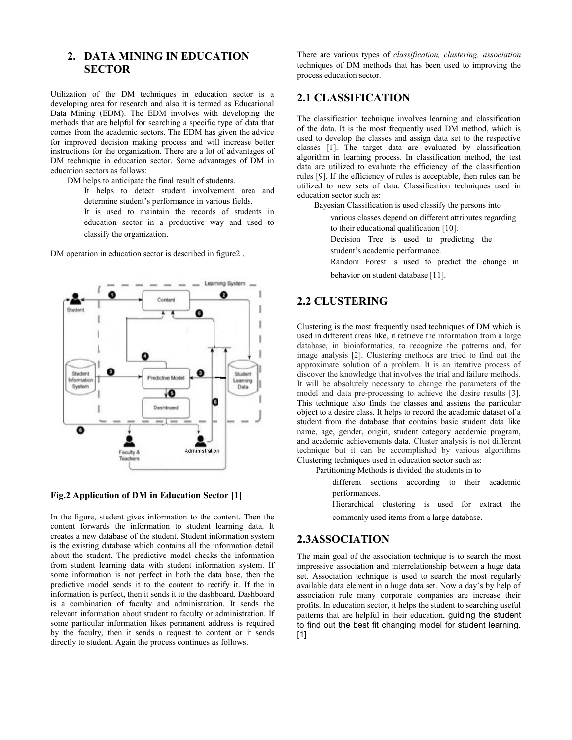## 2. DATA MINING IN EDUCATION SECTOR

Utilization of the DM techniques in education sector is a developing area for research and also it is termed as Educational Data Mining (EDM). The EDM involves with developing the methods that are helpful for searching a specific type of data that comes from the academic sectors. The EDM has given the advice for improved decision making process and will increase better instructions for the organization. There are a lot of advantages of DM technique in education sector. Some advantages of DM in education sectors as follows:

- DM helps to anticipate the final result of students.
- It helps to detect student involvement area and determine student's performance in various fields.
- It is used to maintain the records of students in education sector in a productive way and used to classify the organization.

DM operation in education sector is described in figure2 .

**Fig.2 Application of DM in Education Sector [1]**

In the figure, student gives information to the content. Then the content forwards the information to student learning data. It creates a new database of the student. Student information system is the existing database which contains all the information detail about the student. The predictive model checks the information from student learning data with student information system. If some information is not perfect in both the data base, then the predictive model sends it to the content to rectify it. If the in information is perfect, then it sends it to the dashboard. Dashboard is a combination of faculty and administration. It sends the relevant information about student to faculty or administration. If some particular information likes permanent address is required by the faculty, then it sends a request to content or it sends directly to student. Again the process continues as follows.

There are various types of *classification, clustering, association* techniques of DM methods that has been used to improving the process education sector.

## 2.1 CLASSIFICATION

The classification technique involves learning and classification of the data. It is the most frequently used DM method, which is used to develop the classes and assign data set to the respective classes [1]. The target data are evaluated by classification algorithm in learning process. In classification method, the test data are utilized to evaluate the efficiency of the classification rules [9]. If the efficiency of rules is acceptable, then rules can be utilized to new sets of data. Classification techniques used in education sector such as:

- Bayesian Classification is used classify the persons into various classes depend on different attributes regarding to their educational qualification [10].
- Decision Tree is used to predicting the student's academic performance.
- Random Forest is used to predict the change in behavior on student database [11].

## 2.2 CLUSTERING

Clustering is the most frequently used techniques of DM which is used in different areas like, it retrieve the information from a large database, in bioinformatics, to recognize the patterns and, for image analysis [2]. Clustering methods are tried to find out the approximate solution of a problem. It is an iterative process of discover the knowledge that involves the trial and failure methods. It will be absolutely necessary to change the parameters of the model and data pre-processing to achieve the desire results [3]. This technique also finds the classes and assigns the particular object to a desire class. It helps to record the academic dataset of a student from the database that contains basic student data like name, age, gender, origin, student category academic program, and academic achievements data. Cluster analysis is not different technique but it can be accomplished by various algorithms Clustering techniques used in education sector such as:

- Partitioning Methods is divided the students in to different sections according to their academic performances.
- Hierarchical clustering is used for extract the commonly used items from a large database.

## 2.3ASSOCIATION

The main goal of the association technique is to search the most impressive association and interrelationship between a huge data set. Association technique is used to search the most regularly available data element in a huge data set. Now a day's by help of association rule many corporate companies are increase their profits. In education sector, it helps the student to searching useful patterns that are helpful in their education, guiding the student to find out the best fit changing model for student learning. [1]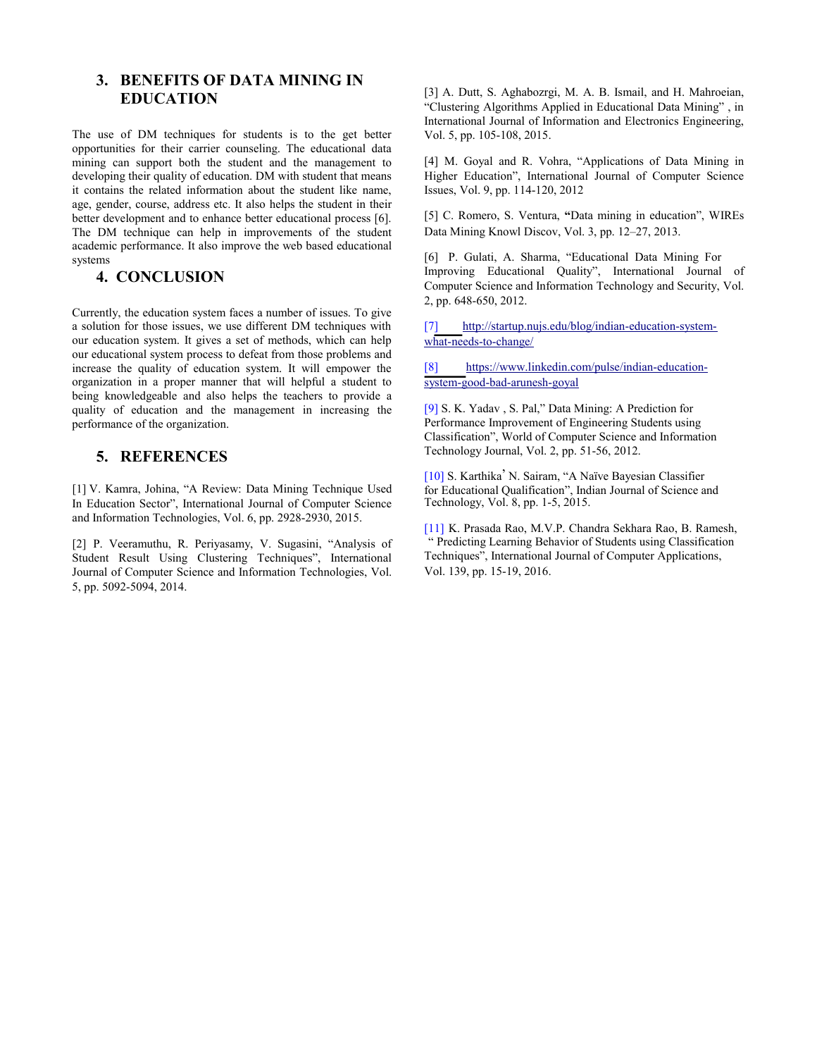## 3. BENEFITS OF DATA MINING IN EDUCATION

The use of DM techniques for students is to the get better opportunities for their carrier counseling. The educational data mining can support both the student and the management to developing their quality of education. DM with student that means it contains the related information about the student like name, age, gender, course, address etc. It also helps the student in their better development and to enhance better educational process [6]. The DM technique can help in improvements of the student academic performance. It also improve the web based educational systems

## 4. CONCLUSION

Currently, the education system faces a number of issues. To give a solution for those issues, we use different DM techniques with our education system. It gives a set of methods, which can help our educational system process to defeat from those problems and increase the quality of education system. It will empower the organization in a proper manner that will helpful a student to being knowledgeable and also helps the teachers to provide a quality of education and the management in increasing the performance of the organization.

## 5. REFERENCES

[1] V. Kamra, Johina, "A Review: Data Mining Technique Used In Education Sector", International Journal of Computer Science and Information Technologies, Vol. 6, pp. 2928-2930, 2015.

[2] P. Veeramuthu, R. Periyasamy, V. Sugasini, "Analysis of Student Result Using Clustering Techniques", International Journal of Computer Science and Information Technologies, Vol. 5, pp. 5092-5094, 2014.

[3] A. Dutt, S. Aghabozrgi, M. A. B. Ismail, and H. Mahroeian, "Clustering Algorithms Applied in Educational Data Mining" , in International Journal of Information and Electronics Engineering, Vol. 5, pp. 105-108, 2015.

[4] M. Goyal and R. Vohra, "Applications of Data Mining in Higher Education", International Journal of Computer Science Issues, Vol. 9, pp. 114-120, 2012

[5] C. Romero, S. Ventura, "Data mining in education", WIREs Data Mining Knowl Discov, Vol. 3, pp. 12–27, 2013.

[6] P. Gulati, A. Sharma, "Educational Data Mining For Improving Educational Quality", International Journal of Computer Science and Information Technology and Security, Vol. 2, pp. 648-650, 2012.

[7] http://startup.nujs.edu/blog/indian-education-system-what-needs-to-change/

[8] https://www.linkedin.com/pulse/indian-education-system-good-bad-arunesh-goyal

[9] S. K. Yadav , S. Pal," Data Mining: A Prediction for Performance Improvement of Engineering Students using Classification", World of Computer Science and Information Technology Journal, Vol. 2, pp. 51-56, 2012.

[10] S. Karthika' N. Sairam, "A Naïve Bayesian Classifier for Educational Qualification", Indian Journal of Science and Technology, Vol. 8, pp. 1-5, 2015.

[11] K. Prasada Rao, M.V.P. Chandra Sekhara Rao, B. Ramesh, " Predicting Learning Behavior of Students using Classification Techniques", International Journal of Computer Applications, Vol. 139, pp. 15-19, 2016.